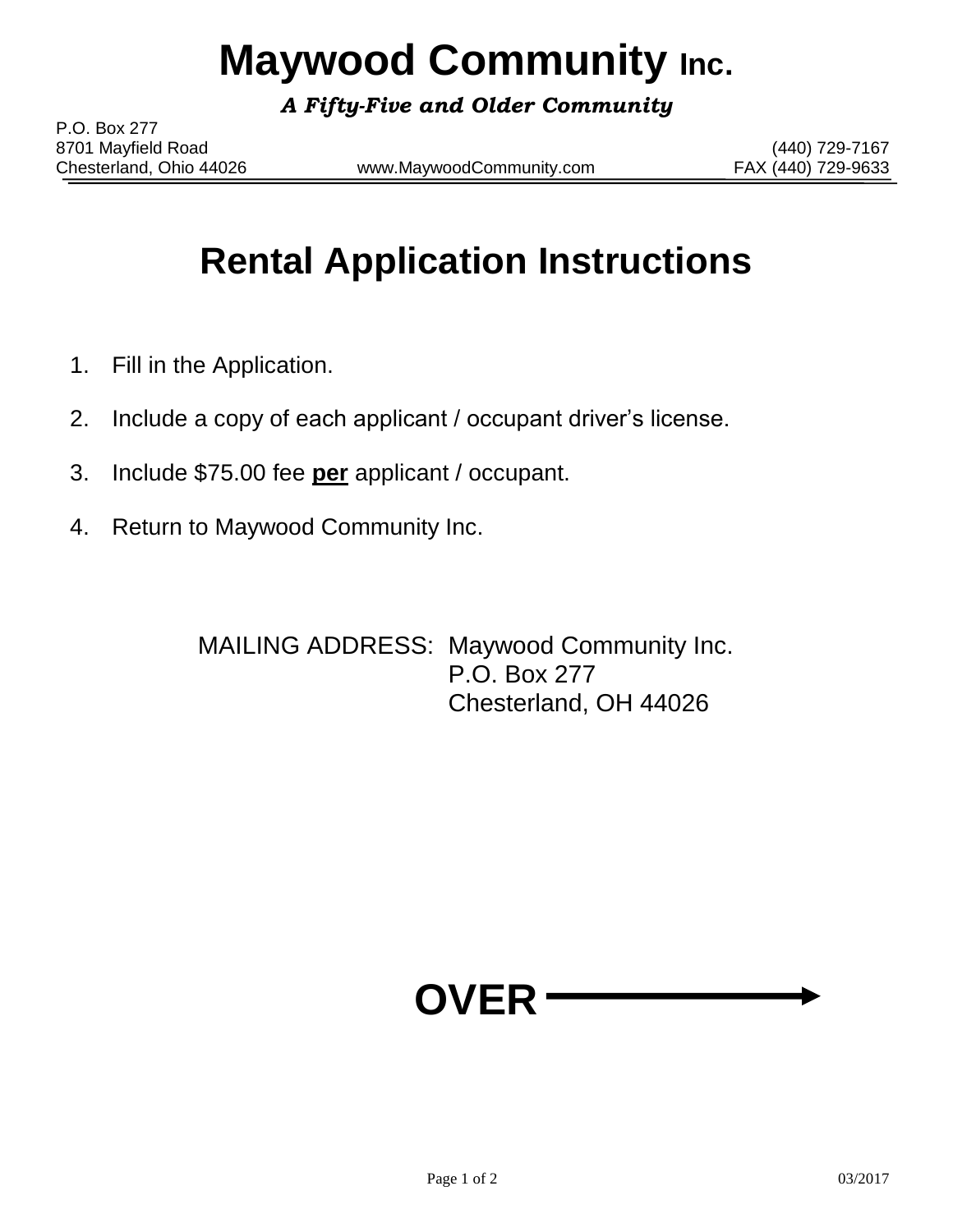# Maywood Community Inc.

***A Fifty-Five and Older Community***

P.O. Box 277
8701 Mayfield Road
Chesterland, Ohio 44026

www.MaywoodCommunity.com

(440) 729-7167
FAX (440) 729-9633

## Rental Application Instructions

1. Fill in the Application.
2. Include a copy of each applicant / occupant driver's license.
3. Include $75.00 fee **per** applicant / occupant.
4. Return to Maywood Community Inc.

MAILING ADDRESS: Maywood Community Inc.
P.O. Box 277
Chesterland, OH 44026

**OVER →**

03/2017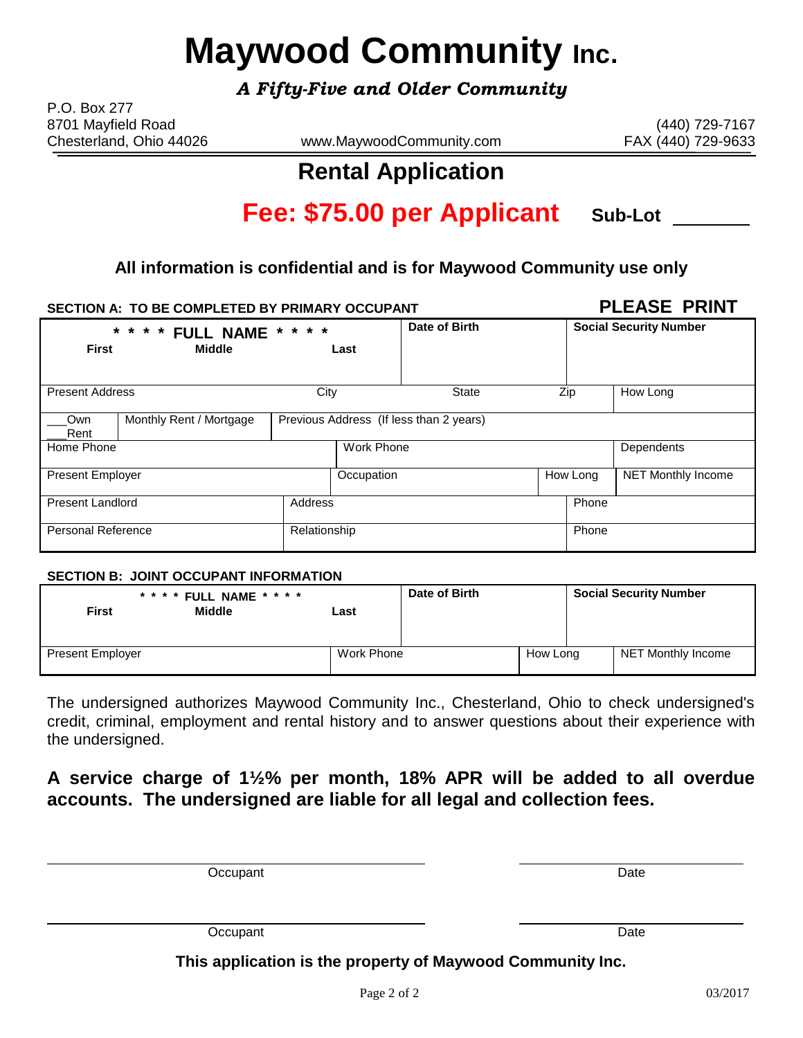# Maywood Community Inc.

***A Fifty-Five and Older Community***

P.O. Box 277
8701 Mayfield Road
Chesterland, Ohio 44026

www.MaywoodCommunity.com

(440) 729-7167
FAX (440) 729-9633

## Rental Application

## Fee: $75.00 per Applicant **Sub-Lot _______**

**All information is confidential and is for Maywood Community use only**

**SECTION A: TO BE COMPLETED BY PRIMARY OCCUPANT** **PLEASE PRINT**

| | | | | | |
|---|---|---|---|---|---|
| **\* \* \* \* FULL NAME \* \* \* \*** **First** **Middle** **Last** | | | **Date of Birth** | **Social Security Number** | |
| Present Address | City | State | Zip | | How Long |
| ___Own ___Rent | Monthly Rent / Mortgage | Previous Address (If less than 2 years) | | | |
| Home Phone | | Work Phone | | | Dependents |
| Present Employer | | Occupation | | How Long | NET Monthly Income |
| Present Landlord | Address | | | Phone | |
| Personal Reference | Relationship | | | Phone | |

**SECTION B: JOINT OCCUPANT INFORMATION**

| | | | |
|---|---|---|---|
| **\* \* \* \* FULL NAME \* \* \* \*** **First** **Middle** **Last** | **Date of Birth** | **Social Security Number** | |
| Present Employer | Work Phone | How Long | NET Monthly Income |

The undersigned authorizes Maywood Community Inc., Chesterland, Ohio to check undersigned's credit, criminal, employment and rental history and to answer questions about their experience with the undersigned.

**A service charge of 1½% per month, 18% APR will be added to all overdue accounts. The undersigned are liable for all legal and collection fees.**

_______________________________ _______________
Occupant Date

_______________________________ _______________
Occupant Date

**This application is the property of Maywood Community Inc.**

03/2017